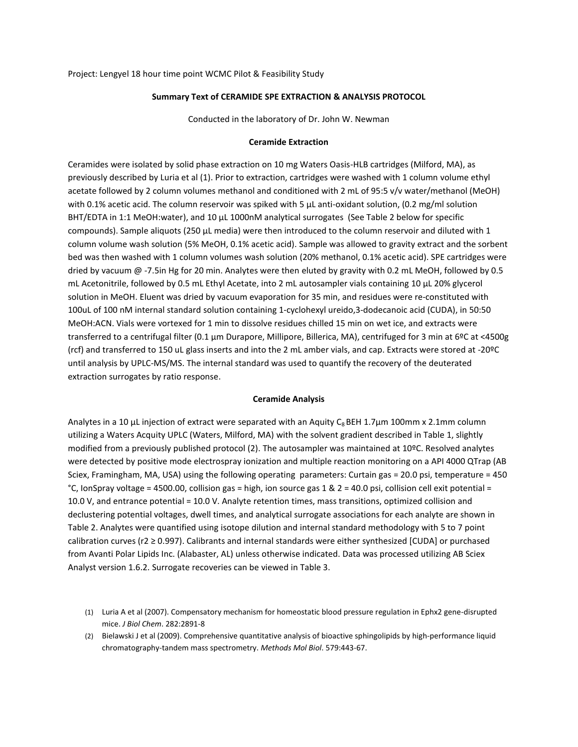Project: Lengyel 18 hour time point WCMC Pilot & Feasibility Study

**Summary Text of CERAMIDE SPE EXTRACTION & ANALYSIS PROTOCOL**

Conducted in the laboratory of Dr. John W. Newman

**Ceramide Extraction**

Ceramides were isolated by solid phase extraction on 10 mg Waters Oasis-HLB cartridges (Milford, MA), as previously described by Luria et al (1). Prior to extraction, cartridges were washed with 1 column volume ethyl acetate followed by 2 column volumes methanol and conditioned with 2 mL of 95:5 v/v water/methanol (MeOH) with 0.1% acetic acid. The column reservoir was spiked with 5 µL anti-oxidant solution, (0.2 mg/ml solution BHT/EDTA in 1:1 MeOH:water), and 10 µL 1000nM analytical surrogates (See Table 2 below for specific compounds). Sample aliquots (250 µL media) were then introduced to the column reservoir and diluted with 1 column volume wash solution (5% MeOH, 0.1% acetic acid). Sample was allowed to gravity extract and the sorbent bed was then washed with 1 column volumes wash solution (20% methanol, 0.1% acetic acid). SPE cartridges were dried by vacuum @ -7.5in Hg for 20 min. Analytes were then eluted by gravity with 0.2 mL MeOH, followed by 0.5 mL Acetonitrile, followed by 0.5 mL Ethyl Acetate, into 2 mL autosampler vials containing 10 µL 20% glycerol solution in MeOH. Eluent was dried by vacuum evaporation for 35 min, and residues were re-constituted with 100uL of 100 nM internal standard solution containing 1-cyclohexyl ureido,3-dodecanoic acid (CUDA), in 50:50 MeOH:ACN. Vials were vortexed for 1 min to dissolve residues chilled 15 min on wet ice, and extracts were transferred to a centrifugal filter (0.1 µm Durapore, Millipore, Billerica, MA), centrifuged for 3 min at 6ºC at <4500g (rcf) and transferred to 150 uL glass inserts and into the 2 mL amber vials, and cap. Extracts were stored at -20ºC until analysis by UPLC-MS/MS. The internal standard was used to quantify the recovery of the deuterated extraction surrogates by ratio response.

**Ceramide Analysis**

Analytes in a 10 µL injection of extract were separated with an Aquity $C_8$ BEH 1.7µm 100mm x 2.1mm column utilizing a Waters Acquity UPLC (Waters, Milford, MA) with the solvent gradient described in Table 1, slightly modified from a previously published protocol (2). The autosampler was maintained at 10ºC. Resolved analytes were detected by positive mode electrospray ionization and multiple reaction monitoring on a API 4000 QTrap (AB Sciex, Framingham, MA, USA) using the following operating parameters: Curtain gas = 20.0 psi, temperature = 450 °C, IonSpray voltage = 4500.00, collision gas = high, ion source gas 1 & 2 = 40.0 psi, collision cell exit potential = 10.0 V, and entrance potential = 10.0 V. Analyte retention times, mass transitions, optimized collision and declustering potential voltages, dwell times, and analytical surrogate associations for each analyte are shown in Table 2. Analytes were quantified using isotope dilution and internal standard methodology with 5 to 7 point calibration curves ($r2 \geq 0.997$). Calibrants and internal standards were either synthesized [CUDA] or purchased from Avanti Polar Lipids Inc. (Alabaster, AL) unless otherwise indicated. Data was processed utilizing AB Sciex Analyst version 1.6.2. Surrogate recoveries can be viewed in Table 3.

(1) Luria A et al (2007). Compensatory mechanism for homeostatic blood pressure regulation in Ephx2 gene-disrupted mice. *J Biol Chem*. 282:2891-8

(2) Bielawski J et al (2009). Comprehensive quantitative analysis of bioactive sphingolipids by high-performance liquid chromatography-tandem mass spectrometry. *Methods Mol Biol*. 579:443-67.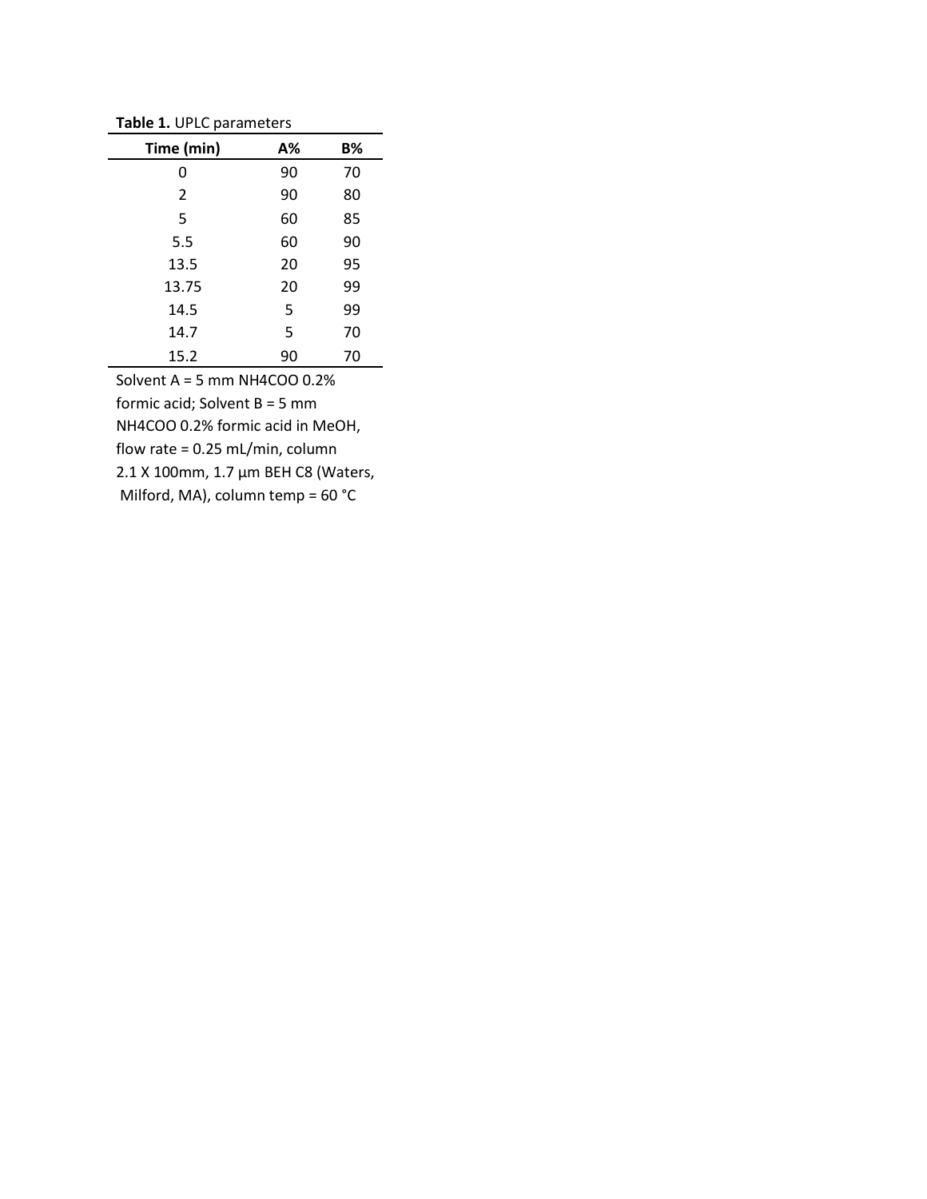**Table 1.** UPLC parameters

| Time (min) | A% | B% |
|---|---|---|
| 0 | 90 | 70 |
| 2 | 90 | 80 |
| 5 | 60 | 85 |
| 5.5 | 60 | 90 |
| 13.5 | 20 | 95 |
| 13.75 | 20 | 99 |
| 14.5 | 5 | 99 |
| 14.7 | 5 | 70 |
| 15.2 | 90 | 70 |

Solvent A = 5 mm NH4COO 0.2% formic acid; Solvent B = 5 mm NH4COO 0.2% formic acid in MeOH, flow rate = 0.25 mL/min, column 2.1 X 100mm, 1.7 µm BEH C8 (Waters, Milford, MA), column temp = 60 °C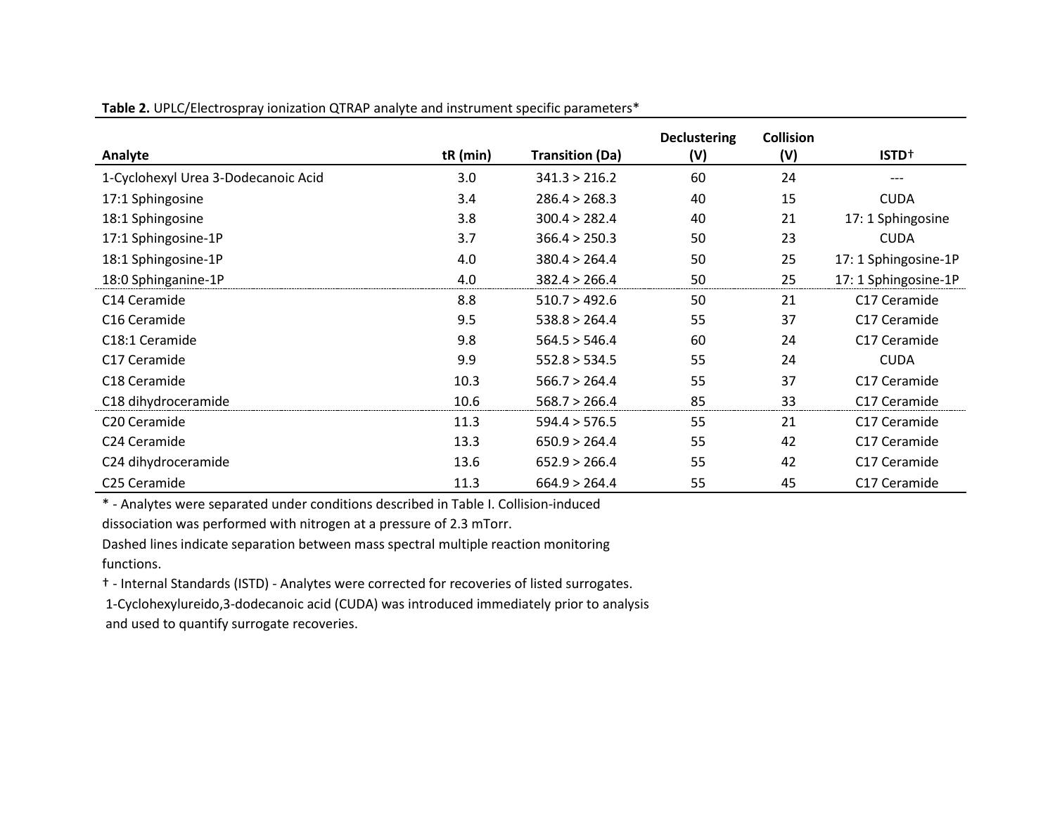**Table 2.** UPLC/Electrospray ionization QTRAP analyte and instrument specific parameters*

| Analyte | tR (min) | Transition (Da) | Declustering (V) | Collision (V) | ISTD† |
|---|---|---|---|---|---|
| 1-Cyclohexyl Urea 3-Dodecanoic Acid | 3.0 | 341.3 > 216.2 | 60 | 24 | --- |
| 17:1 Sphingosine | 3.4 | 286.4 > 268.3 | 40 | 15 | CUDA |
| 18:1 Sphingosine | 3.8 | 300.4 > 282.4 | 40 | 21 | 17: 1 Sphingosine |
| 17:1 Sphingosine-1P | 3.7 | 366.4 > 250.3 | 50 | 23 | CUDA |
| 18:1 Sphingosine-1P | 4.0 | 380.4 > 264.4 | 50 | 25 | 17: 1 Sphingosine-1P |
| 18:0 Sphinganine-1P | 4.0 | 382.4 > 266.4 | 50 | 25 | 17: 1 Sphingosine-1P |
| C14 Ceramide | 8.8 | 510.7 > 492.6 | 50 | 21 | C17 Ceramide |
| C16 Ceramide | 9.5 | 538.8 > 264.4 | 55 | 37 | C17 Ceramide |
| C18:1 Ceramide | 9.8 | 564.5 > 546.4 | 60 | 24 | C17 Ceramide |
| C17 Ceramide | 9.9 | 552.8 > 534.5 | 55 | 24 | CUDA |
| C18 Ceramide | 10.3 | 566.7 > 264.4 | 55 | 37 | C17 Ceramide |
| C18 dihydroceramide | 10.6 | 568.7 > 266.4 | 85 | 33 | C17 Ceramide |
| C20 Ceramide | 11.3 | 594.4 > 576.5 | 55 | 21 | C17 Ceramide |
| C24 Ceramide | 13.3 | 650.9 > 264.4 | 55 | 42 | C17 Ceramide |
| C24 dihydroceramide | 13.6 | 652.9 > 266.4 | 55 | 42 | C17 Ceramide |
| C25 Ceramide | 11.3 | 664.9 > 264.4 | 55 | 45 | C17 Ceramide |

* - Analytes were separated under conditions described in Table I. Collision-induced dissociation was performed with nitrogen at a pressure of 2.3 mTorr.

Dashed lines indicate separation between mass spectral multiple reaction monitoring functions.

† - Internal Standards (ISTD) - Analytes were corrected for recoveries of listed surrogates. 1-Cyclohexylureido,3-dodecanoic acid (CUDA) was introduced immediately prior to analysis and used to quantify surrogate recoveries.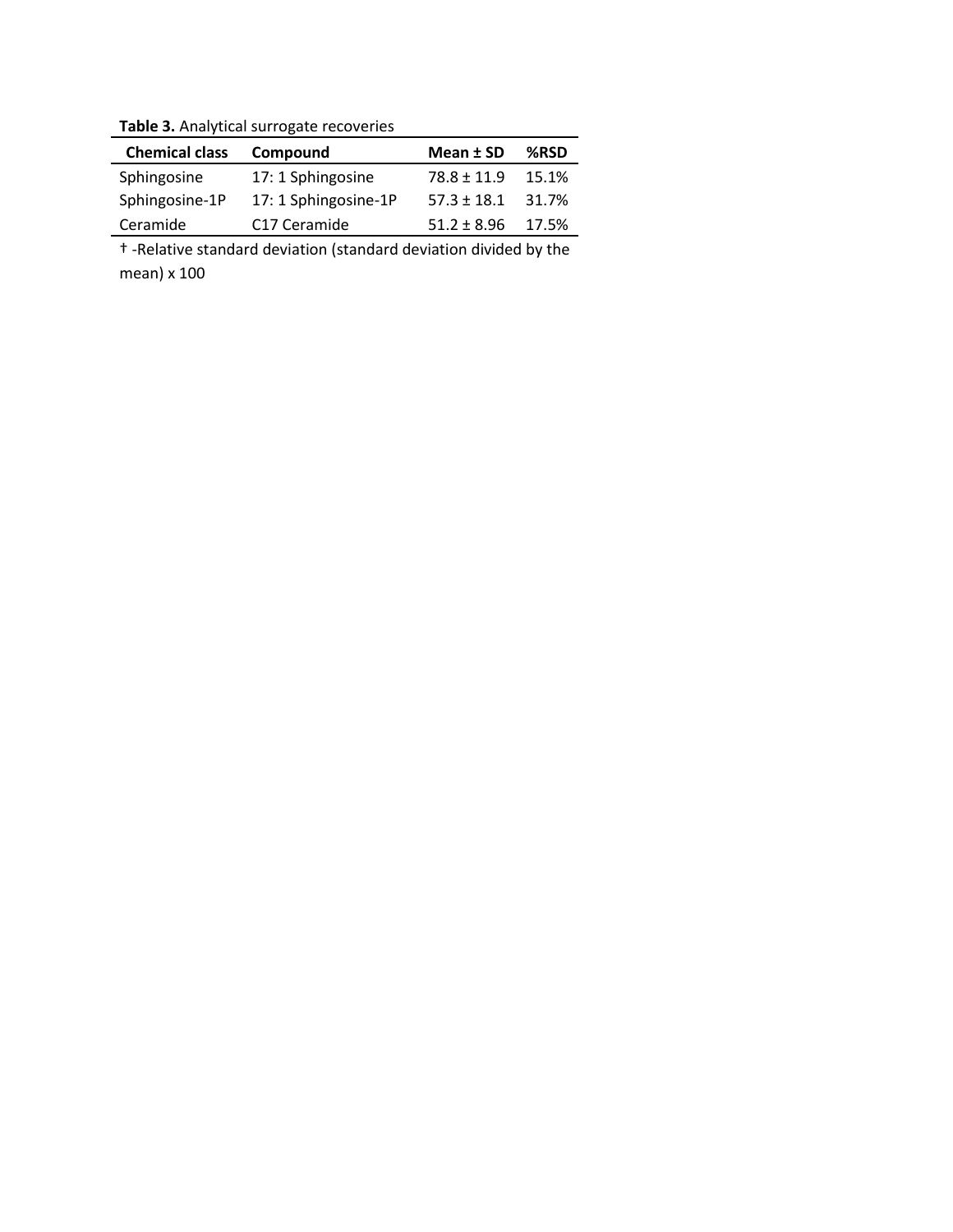**Table 3.** Analytical surrogate recoveries

| Chemical class | Compound | Mean ± SD | %RSD |
| --- | --- | --- | --- |
| Sphingosine | 17: 1 Sphingosine | 78.8 ± 11.9 | 15.1% |
| Sphingosine-1P | 17: 1 Sphingosine-1P | 57.3 ± 18.1 | 31.7% |
| Ceramide | C17 Ceramide | 51.2 ± 8.96 | 17.5% |

† -Relative standard deviation (standard deviation divided by the mean) x 100